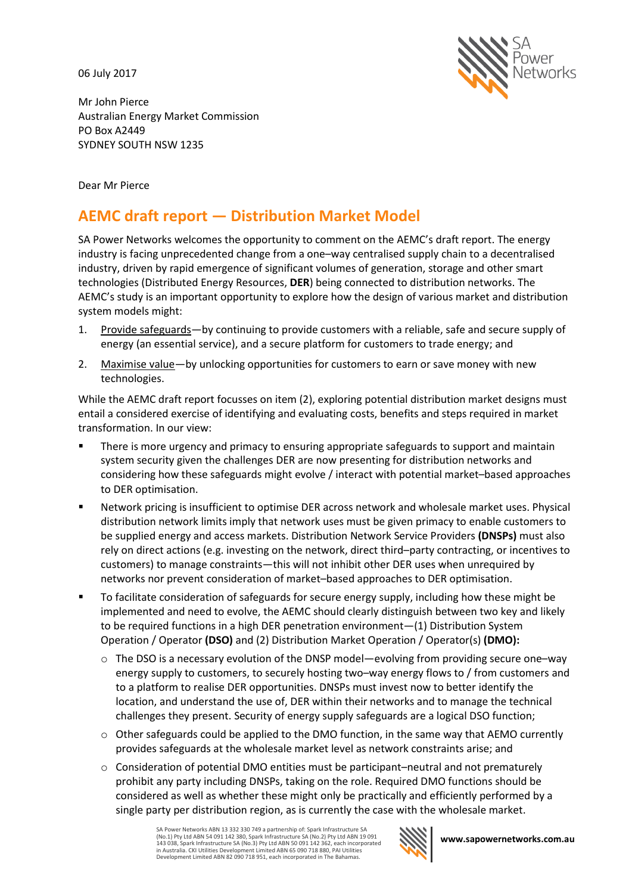06 July 2017

Mr John Pierce
Australian Energy Market Commission
PO Box A2449
SYDNEY SOUTH NSW 1235

Dear Mr Pierce

# AEMC draft report — Distribution Market Model

SA Power Networks welcomes the opportunity to comment on the AEMC's draft report. The energy industry is facing unprecedented change from a one–way centralised supply chain to a decentralised industry, driven by rapid emergence of significant volumes of generation, storage and other smart technologies (Distributed Energy Resources, **DER**) being connected to distribution networks. The AEMC's study is an important opportunity to explore how the design of various market and distribution system models might:

1. Provide safeguards—by continuing to provide customers with a reliable, safe and secure supply of energy (an essential service), and a secure platform for customers to trade energy; and
2. Maximise value—by unlocking opportunities for customers to earn or save money with new technologies.

While the AEMC draft report focusses on item (2), exploring potential distribution market designs must entail a considered exercise of identifying and evaluating costs, benefits and steps required in market transformation. In our view:

- There is more urgency and primacy to ensuring appropriate safeguards to support and maintain system security given the challenges DER are now presenting for distribution networks and considering how these safeguards might evolve / interact with potential market–based approaches to DER optimisation.
- Network pricing is insufficient to optimise DER across network and wholesale market uses. Physical distribution network limits imply that network uses must be given primacy to enable customers to be supplied energy and access markets. Distribution Network Service Providers **(DNSPs)** must also rely on direct actions (e.g. investing on the network, direct third–party contracting, or incentives to customers) to manage constraints—this will not inhibit other DER uses when unrequired by networks nor prevent consideration of market–based approaches to DER optimisation.
- To facilitate consideration of safeguards for secure energy supply, including how these might be implemented and need to evolve, the AEMC should clearly distinguish between two key and likely to be required functions in a high DER penetration environment—(1) Distribution System Operation / Operator **(DSO)** and (2) Distribution Market Operation / Operator(s) **(DMO):**
  - The DSO is a necessary evolution of the DNSP model—evolving from providing secure one–way energy supply to customers, to securely hosting two–way energy flows to / from customers and to a platform to realise DER opportunities. DNSPs must invest now to better identify the location, and understand the use of, DER within their networks and to manage the technical challenges they present. Security of energy supply safeguards are a logical DSO function;
  - Other safeguards could be applied to the DMO function, in the same way that AEMO currently provides safeguards at the wholesale market level as network constraints arise; and
  - Consideration of potential DMO entities must be participant–neutral and not prematurely prohibit any party including DNSPs, taking on the role. Required DMO functions should be considered as well as whether these might only be practically and efficiently performed by a single party per distribution region, as is currently the case with the wholesale market.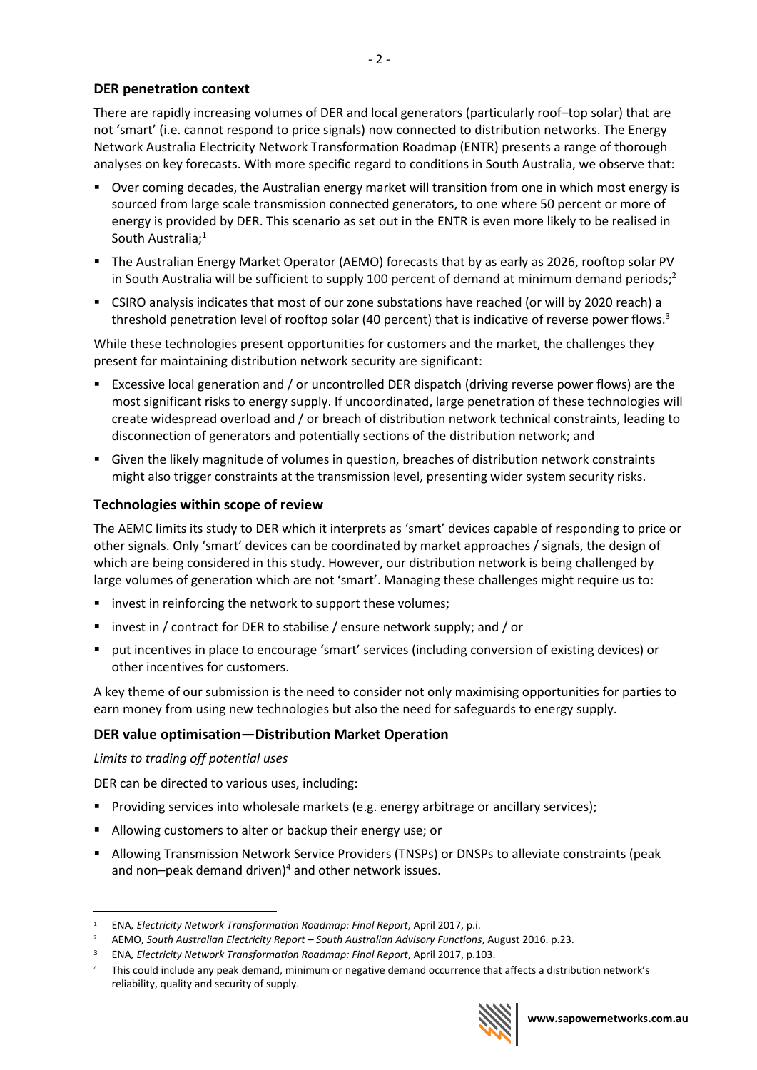### DER penetration context

There are rapidly increasing volumes of DER and local generators (particularly roof–top solar) that are not 'smart' (i.e. cannot respond to price signals) now connected to distribution networks. The Energy Network Australia Electricity Network Transformation Roadmap (ENTR) presents a range of thorough analyses on key forecasts. With more specific regard to conditions in South Australia, we observe that:

- Over coming decades, the Australian energy market will transition from one in which most energy is sourced from large scale transmission connected generators, to one where 50 percent or more of energy is provided by DER. This scenario as set out in the ENTR is even more likely to be realised in South Australia;[1]
- The Australian Energy Market Operator (AEMO) forecasts that by as early as 2026, rooftop solar PV in South Australia will be sufficient to supply 100 percent of demand at minimum demand periods;[2]
- CSIRO analysis indicates that most of our zone substations have reached (or will by 2020 reach) a threshold penetration level of rooftop solar (40 percent) that is indicative of reverse power flows.[3]

While these technologies present opportunities for customers and the market, the challenges they present for maintaining distribution network security are significant:

- Excessive local generation and / or uncontrolled DER dispatch (driving reverse power flows) are the most significant risks to energy supply. If uncoordinated, large penetration of these technologies will create widespread overload and / or breach of distribution network technical constraints, leading to disconnection of generators and potentially sections of the distribution network; and
- Given the likely magnitude of volumes in question, breaches of distribution network constraints might also trigger constraints at the transmission level, presenting wider system security risks.

### Technologies within scope of review

The AEMC limits its study to DER which it interprets as 'smart' devices capable of responding to price or other signals. Only 'smart' devices can be coordinated by market approaches / signals, the design of which are being considered in this study. However, our distribution network is being challenged by large volumes of generation which are not 'smart'. Managing these challenges might require us to:

- invest in reinforcing the network to support these volumes;
- invest in / contract for DER to stabilise / ensure network supply; and / or
- put incentives in place to encourage 'smart' services (including conversion of existing devices) or other incentives for customers.

A key theme of our submission is the need to consider not only maximising opportunities for parties to earn money from using new technologies but also the need for safeguards to energy supply.

### DER value optimisation—Distribution Market Operation

*Limits to trading off potential uses*

DER can be directed to various uses, including:

- Providing services into wholesale markets (e.g. energy arbitrage or ancillary services);
- Allowing customers to alter or backup their energy use; or
- Allowing Transmission Network Service Providers (TNSPs) or DNSPs to alleviate constraints (peak and non–peak demand driven)[4] and other network issues.

---

[1] ENA*, Electricity Network Transformation Roadmap: Final Report*, April 2017, p.i.

[2] AEMO, *South Australian Electricity Report – South Australian Advisory Functions*, August 2016. p.23.

[3] ENA*, Electricity Network Transformation Roadmap: Final Report*, April 2017, p.103.

[4] This could include any peak demand, minimum or negative demand occurrence that affects a distribution network's reliability, quality and security of supply.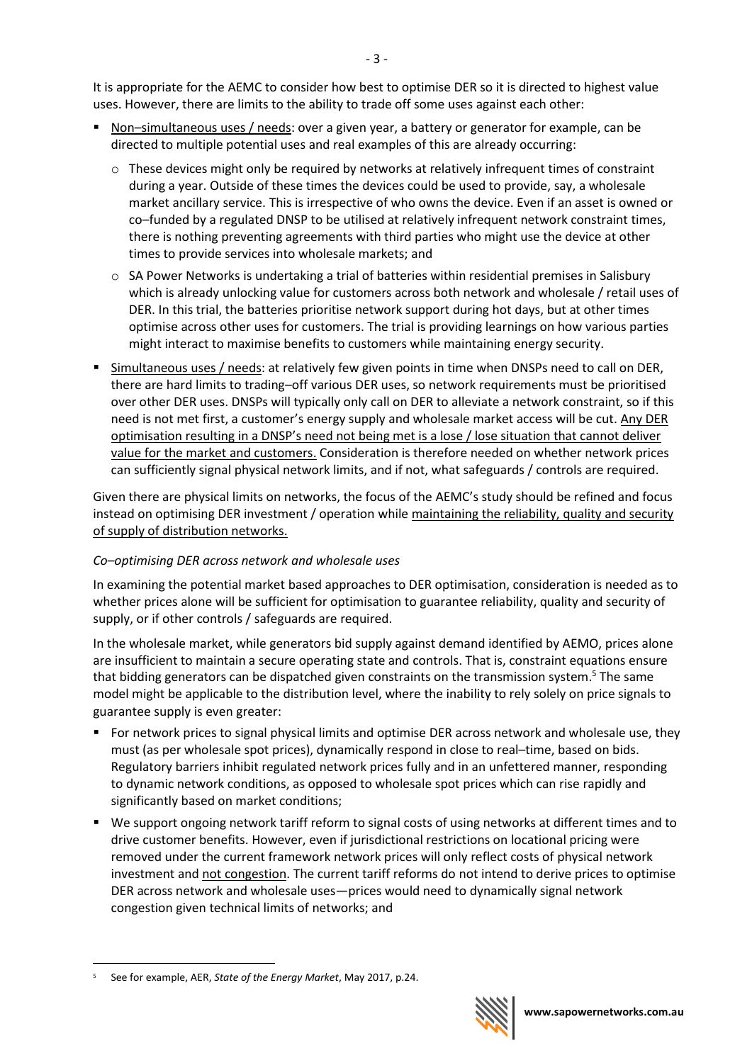It is appropriate for the AEMC to consider how best to optimise DER so it is directed to highest value uses. However, there are limits to the ability to trade off some uses against each other:

- Non–simultaneous uses / needs: over a given year, a battery or generator for example, can be directed to multiple potential uses and real examples of this are already occurring:
  - These devices might only be required by networks at relatively infrequent times of constraint during a year. Outside of these times the devices could be used to provide, say, a wholesale market ancillary service. This is irrespective of who owns the device. Even if an asset is owned or co–funded by a regulated DNSP to be utilised at relatively infrequent network constraint times, there is nothing preventing agreements with third parties who might use the device at other times to provide services into wholesale markets; and
  - SA Power Networks is undertaking a trial of batteries within residential premises in Salisbury which is already unlocking value for customers across both network and wholesale / retail uses of DER. In this trial, the batteries prioritise network support during hot days, but at other times optimise across other uses for customers. The trial is providing learnings on how various parties might interact to maximise benefits to customers while maintaining energy security.
- Simultaneous uses / needs: at relatively few given points in time when DNSPs need to call on DER, there are hard limits to trading–off various DER uses, so network requirements must be prioritised over other DER uses. DNSPs will typically only call on DER to alleviate a network constraint, so if this need is not met first, a customer's energy supply and wholesale market access will be cut. Any DER optimisation resulting in a DNSP's need not being met is a lose / lose situation that cannot deliver value for the market and customers. Consideration is therefore needed on whether network prices can sufficiently signal physical network limits, and if not, what safeguards / controls are required.

Given there are physical limits on networks, the focus of the AEMC's study should be refined and focus instead on optimising DER investment / operation while maintaining the reliability, quality and security of supply of distribution networks.

*Co–optimising DER across network and wholesale uses*

In examining the potential market based approaches to DER optimisation, consideration is needed as to whether prices alone will be sufficient for optimisation to guarantee reliability, quality and security of supply, or if other controls / safeguards are required.

In the wholesale market, while generators bid supply against demand identified by AEMO, prices alone are insufficient to maintain a secure operating state and controls. That is, constraint equations ensure that bidding generators can be dispatched given constraints on the transmission system.[5] The same model might be applicable to the distribution level, where the inability to rely solely on price signals to guarantee supply is even greater:

- For network prices to signal physical limits and optimise DER across network and wholesale use, they must (as per wholesale spot prices), dynamically respond in close to real–time, based on bids. Regulatory barriers inhibit regulated network prices fully and in an unfettered manner, responding to dynamic network conditions, as opposed to wholesale spot prices which can rise rapidly and significantly based on market conditions;
- We support ongoing network tariff reform to signal costs of using networks at different times and to drive customer benefits. However, even if jurisdictional restrictions on locational pricing were removed under the current framework network prices will only reflect costs of physical network investment and not congestion. The current tariff reforms do not intend to derive prices to optimise DER across network and wholesale uses—prices would need to dynamically signal network congestion given technical limits of networks; and

[5] See for example, AER, *State of the Energy Market*, May 2017, p.24.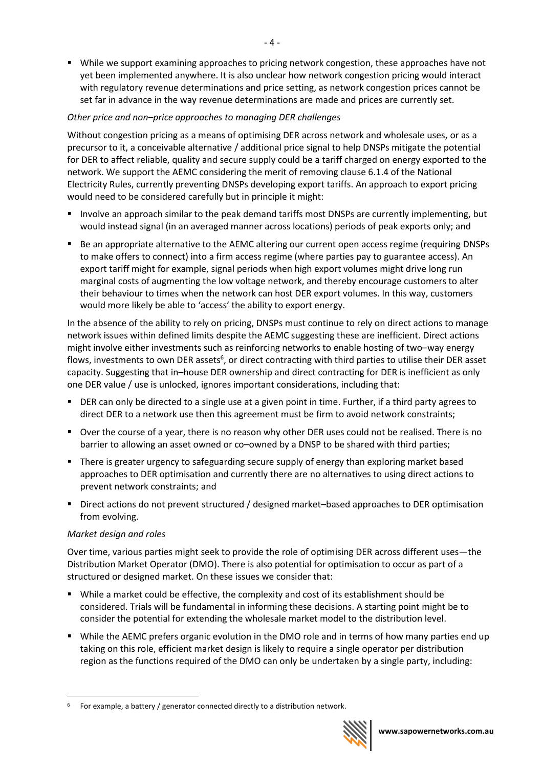- While we support examining approaches to pricing network congestion, these approaches have not yet been implemented anywhere. It is also unclear how network congestion pricing would interact with regulatory revenue determinations and price setting, as network congestion prices cannot be set far in advance in the way revenue determinations are made and prices are currently set.

*Other price and non–price approaches to managing DER challenges*

Without congestion pricing as a means of optimising DER across network and wholesale uses, or as a precursor to it, a conceivable alternative / additional price signal to help DNSPs mitigate the potential for DER to affect reliable, quality and secure supply could be a tariff charged on energy exported to the network. We support the AEMC considering the merit of removing clause 6.1.4 of the National Electricity Rules, currently preventing DNSPs developing export tariffs. An approach to export pricing would need to be considered carefully but in principle it might:

- Involve an approach similar to the peak demand tariffs most DNSPs are currently implementing, but would instead signal (in an averaged manner across locations) periods of peak exports only; and
- Be an appropriate alternative to the AEMC altering our current open access regime (requiring DNSPs to make offers to connect) into a firm access regime (where parties pay to guarantee access). An export tariff might for example, signal periods when high export volumes might drive long run marginal costs of augmenting the low voltage network, and thereby encourage customers to alter their behaviour to times when the network can host DER export volumes. In this way, customers would more likely be able to 'access' the ability to export energy.

In the absence of the ability to rely on pricing, DNSPs must continue to rely on direct actions to manage network issues within defined limits despite the AEMC suggesting these are inefficient. Direct actions might involve either investments such as reinforcing networks to enable hosting of two–way energy flows, investments to own DER assets[6], or direct contracting with third parties to utilise their DER asset capacity. Suggesting that in–house DER ownership and direct contracting for DER is inefficient as only one DER value / use is unlocked, ignores important considerations, including that:

- DER can only be directed to a single use at a given point in time. Further, if a third party agrees to direct DER to a network use then this agreement must be firm to avoid network constraints;
- Over the course of a year, there is no reason why other DER uses could not be realised. There is no barrier to allowing an asset owned or co–owned by a DNSP to be shared with third parties;
- There is greater urgency to safeguarding secure supply of energy than exploring market based approaches to DER optimisation and currently there are no alternatives to using direct actions to prevent network constraints; and
- Direct actions do not prevent structured / designed market–based approaches to DER optimisation from evolving.

*Market design and roles*

Over time, various parties might seek to provide the role of optimising DER across different uses—the Distribution Market Operator (DMO). There is also potential for optimisation to occur as part of a structured or designed market. On these issues we consider that:

- While a market could be effective, the complexity and cost of its establishment should be considered. Trials will be fundamental in informing these decisions. A starting point might be to consider the potential for extending the wholesale market model to the distribution level.
- While the AEMC prefers organic evolution in the DMO role and in terms of how many parties end up taking on this role, efficient market design is likely to require a single operator per distribution region as the functions required of the DMO can only be undertaken by a single party, including:

[6] For example, a battery / generator connected directly to a distribution network.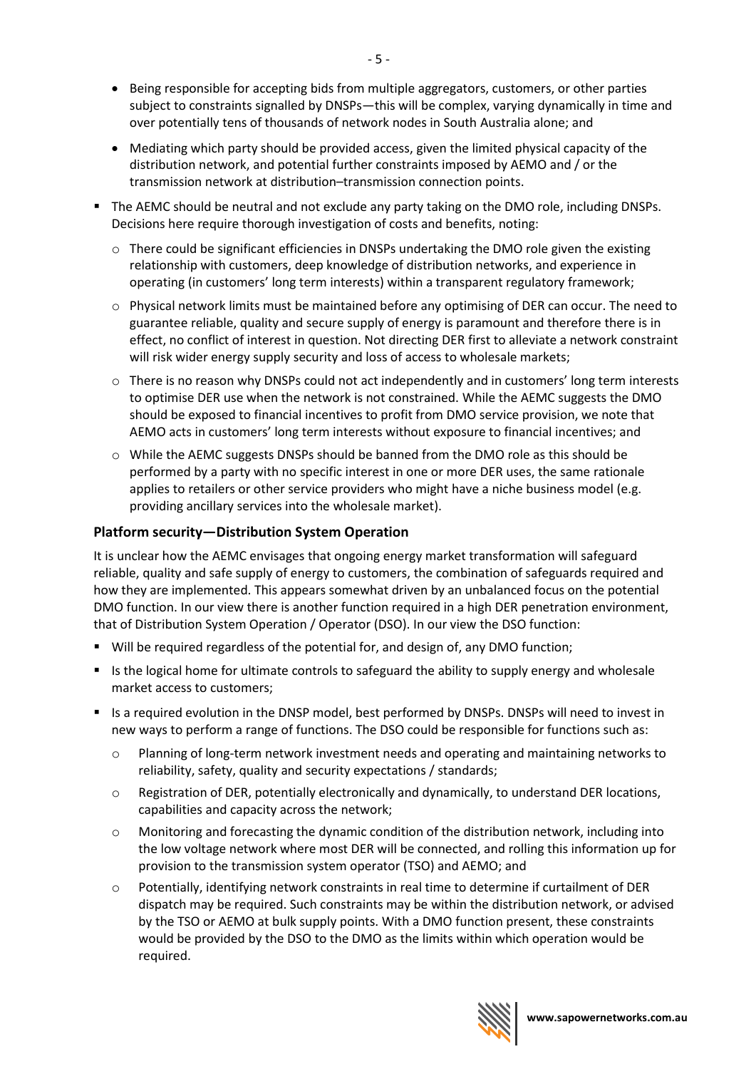- Being responsible for accepting bids from multiple aggregators, customers, or other parties subject to constraints signalled by DNSPs—this will be complex, varying dynamically in time and over potentially tens of thousands of network nodes in South Australia alone; and
- Mediating which party should be provided access, given the limited physical capacity of the distribution network, and potential further constraints imposed by AEMO and / or the transmission network at distribution–transmission connection points.

- The AEMC should be neutral and not exclude any party taking on the DMO role, including DNSPs. Decisions here require thorough investigation of costs and benefits, noting:
  - There could be significant efficiencies in DNSPs undertaking the DMO role given the existing relationship with customers, deep knowledge of distribution networks, and experience in operating (in customers' long term interests) within a transparent regulatory framework;
  - Physical network limits must be maintained before any optimising of DER can occur. The need to guarantee reliable, quality and secure supply of energy is paramount and therefore there is in effect, no conflict of interest in question. Not directing DER first to alleviate a network constraint will risk wider energy supply security and loss of access to wholesale markets;
  - There is no reason why DNSPs could not act independently and in customers' long term interests to optimise DER use when the network is not constrained. While the AEMC suggests the DMO should be exposed to financial incentives to profit from DMO service provision, we note that AEMO acts in customers' long term interests without exposure to financial incentives; and
  - While the AEMC suggests DNSPs should be banned from the DMO role as this should be performed by a party with no specific interest in one or more DER uses, the same rationale applies to retailers or other service providers who might have a niche business model (e.g. providing ancillary services into the wholesale market).

### Platform security—Distribution System Operation

It is unclear how the AEMC envisages that ongoing energy market transformation will safeguard reliable, quality and safe supply of energy to customers, the combination of safeguards required and how they are implemented. This appears somewhat driven by an unbalanced focus on the potential DMO function. In our view there is another function required in a high DER penetration environment, that of Distribution System Operation / Operator (DSO). In our view the DSO function:

- Will be required regardless of the potential for, and design of, any DMO function;
- Is the logical home for ultimate controls to safeguard the ability to supply energy and wholesale market access to customers;
- Is a required evolution in the DNSP model, best performed by DNSPs. DNSPs will need to invest in new ways to perform a range of functions. The DSO could be responsible for functions such as:
  - Planning of long-term network investment needs and operating and maintaining networks to reliability, safety, quality and security expectations / standards;
  - Registration of DER, potentially electronically and dynamically, to understand DER locations, capabilities and capacity across the network;
  - Monitoring and forecasting the dynamic condition of the distribution network, including into the low voltage network where most DER will be connected, and rolling this information up for provision to the transmission system operator (TSO) and AEMO; and
  - Potentially, identifying network constraints in real time to determine if curtailment of DER dispatch may be required. Such constraints may be within the distribution network, or advised by the TSO or AEMO at bulk supply points. With a DMO function present, these constraints would be provided by the DSO to the DMO as the limits within which operation would be required.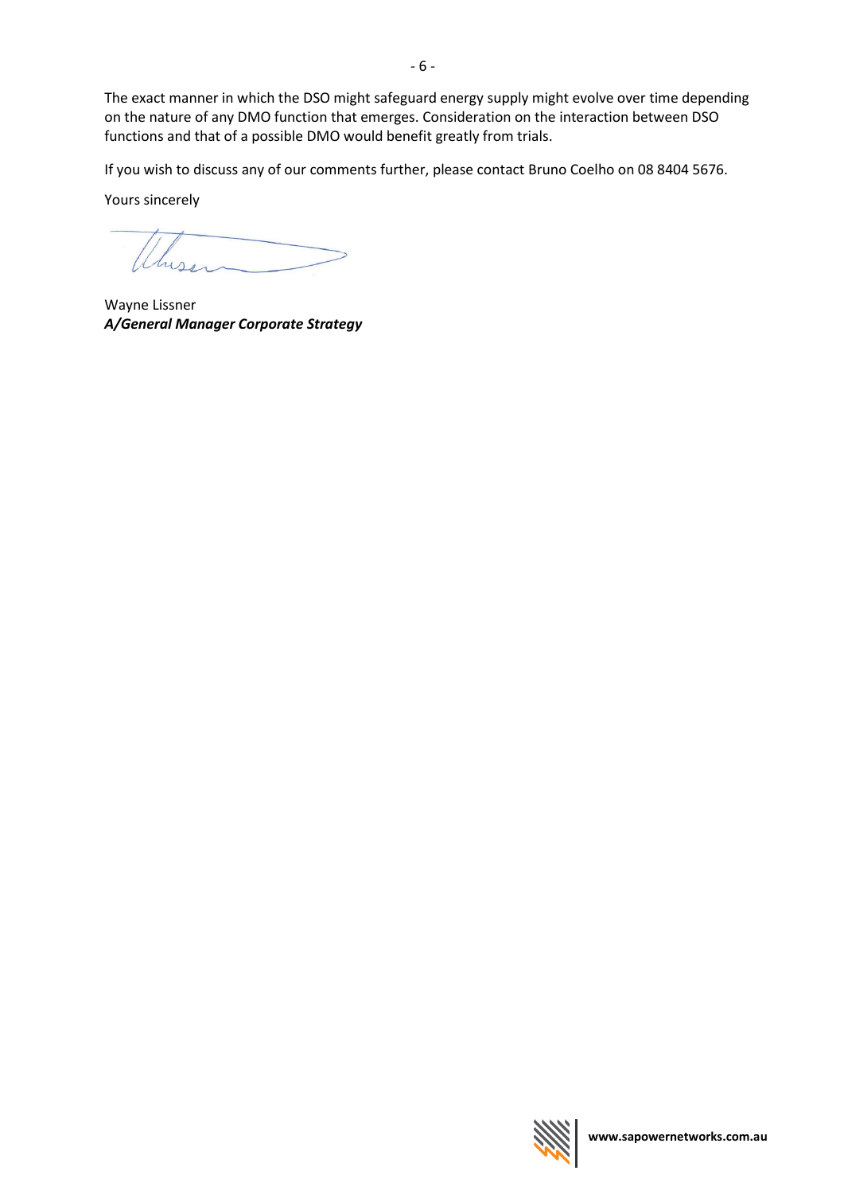The exact manner in which the DSO might safeguard energy supply might evolve over time depending on the nature of any DMO function that emerges. Consideration on the interaction between DSO functions and that of a possible DMO would benefit greatly from trials.

If you wish to discuss any of our comments further, please contact Bruno Coelho on 08 8404 5676.

Yours sincerely

Wayne Lissner
***A/General Manager Corporate Strategy***